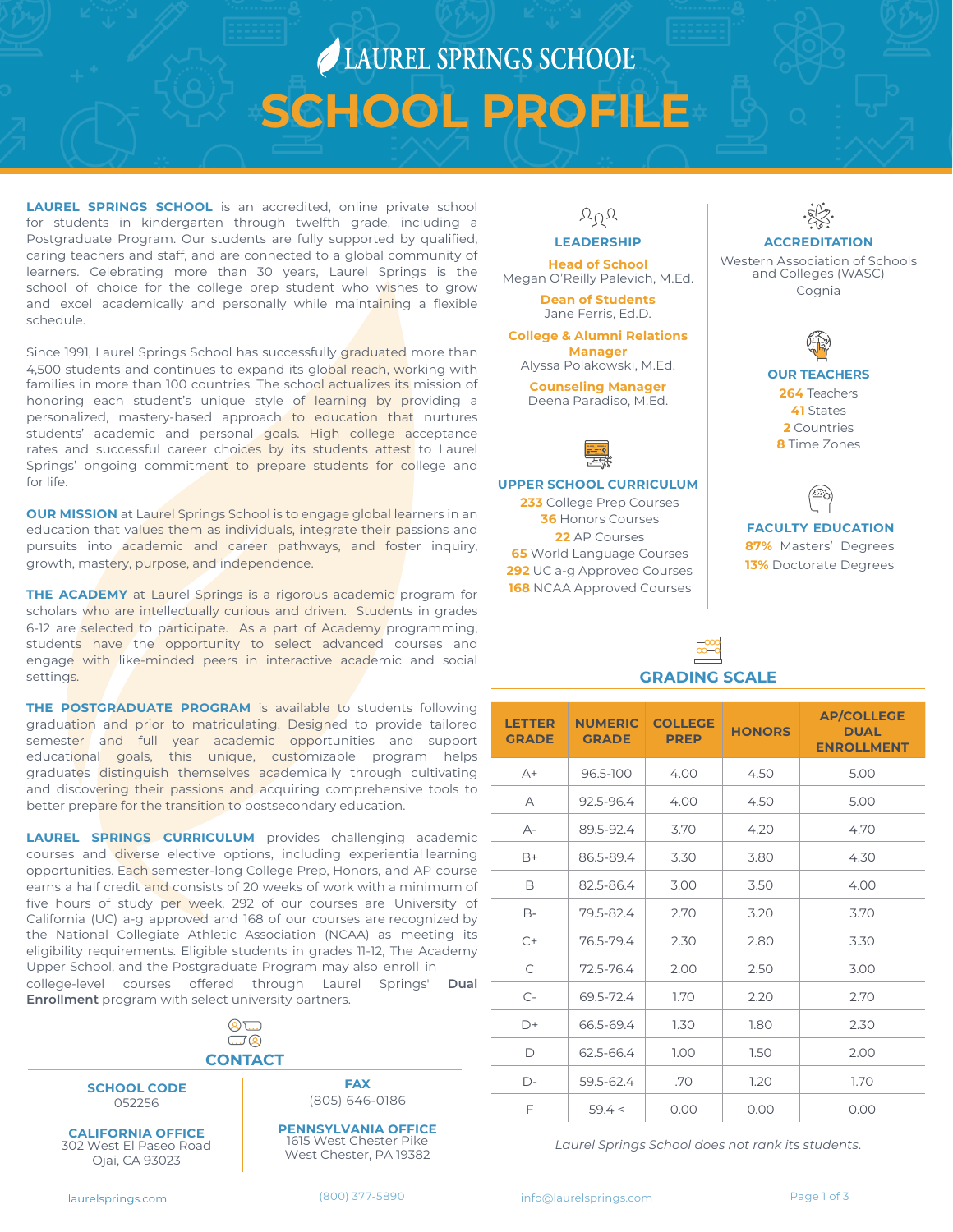# LAUREL SPRINGS SCHOOL

# SCHOOL PROFILE

**LAUREL SPRINGS SCHOOL** is an accredited, online private school for students in kindergarten through twelfth grade, including a Postgraduate Program. Our students are fully supported by qualified, caring teachers and staff, and are connected to a global community of learners. Celebrating more than 30 years, Laurel Springs is the school of choice for the college prep student who wishes to grow and excel academically and personally while maintaining a flexible schedule.

Since 1991, Laurel Springs School has successfully graduated more than 4,500 students and continues to expand its global reach, working with families in more than 100 countries. The school actualizes its mission of honoring each student's unique style of learning by providing a personalized, mastery-based approach to education that nurtures students' academic and personal goals. High college acceptance rates and successful career choices by its students attest to Laurel Springs' ongoing commitment to prepare students for college and for life.

**OUR MISSION** at Laurel Springs School is to engage global learners in an education that values them as individuals, integrate their passions and pursuits into academic and career pathways, and foster inquiry, growth, mastery, purpose, and independence.

**THE ACADEMY** at Laurel Springs is a rigorous academic program for scholars who are intellectually curious and driven. Students in grades 6-12 are selected to participate. As a part of Academy programming, students have the opportunity to select advanced courses and engage with like-minded peers in interactive academic and social settings.

**THE POSTGRADUATE PROGRAM** is available to students following graduation and prior to matriculating. Designed to provide tailored semester and full year academic opportunities and support educational goals, this unique, customizable program helps graduates distinguish themselves academically through cultivating and discovering their passions and acquiring comprehensive tools to better prepare for the transition to postsecondary education.

**LAUREL SPRINGS CURRICULUM** provides challenging academic courses and diverse elective options, including experiential learning opportunities. Each semester-long College Prep, Honors, and AP course earns a half credit and consists of 20 weeks of work with a minimum of five hours of study per week. 292 of our courses are University of California (UC) a-g approved and 168 of our courses are recognized by the National Collegiate Athletic Association (NCAA) as meeting its eligibility requirements. Eligible students in grades 11-12, The Academy Upper School, and the Postgraduate Program may also enroll in college-level courses offered through Laurel Springs' **Dual Enrollment** program with select university partners.

## CONTACT

**SCHOOL CODE**
052256

**FAX**
(805) 646-0186

**CALIFORNIA OFFICE**
302 West El Paseo Road
Ojai, CA 93023

**PENNSYLVANIA OFFICE**
1615 West Chester Pike
West Chester, PA 19382

## LEADERSHIP

**Head of School**
Megan O'Reilly Palevich, M.Ed.

**Dean of Students**
Jane Ferris, Ed.D.

**College & Alumni Relations Manager**
Alyssa Polakowski, M.Ed.

**Counseling Manager**
Deena Paradiso, M.Ed.

## UPPER SCHOOL CURRICULUM

**233** College Prep Courses
**36** Honors Courses
**22** AP Courses
**65** World Language Courses
**292** UC a-g Approved Courses
**168** NCAA Approved Courses

## ACCREDITATION

Western Association of Schools and Colleges (WASC)
Cognia

## OUR TEACHERS

**264** Teachers
**41** States
**2** Countries
**8** Time Zones

## FACULTY EDUCATION

**87%** Masters' Degrees
**13%** Doctorate Degrees

## GRADING SCALE

| LETTER GRADE | NUMERIC GRADE | COLLEGE PREP | HONORS | AP/COLLEGE DUAL ENROLLMENT |
|---|---|---|---|---|
| A+ | 96.5-100 | 4.00 | 4.50 | 5.00 |
| A | 92.5-96.4 | 4.00 | 4.50 | 5.00 |
| A- | 89.5-92.4 | 3.70 | 4.20 | 4.70 |
| B+ | 86.5-89.4 | 3.30 | 3.80 | 4.30 |
| B | 82.5-86.4 | 3.00 | 3.50 | 4.00 |
| B- | 79.5-82.4 | 2.70 | 3.20 | 3.70 |
| C+ | 76.5-79.4 | 2.30 | 2.80 | 3.30 |
| C | 72.5-76.4 | 2.00 | 2.50 | 3.00 |
| C- | 69.5-72.4 | 1.70 | 2.20 | 2.70 |
| D+ | 66.5-69.4 | 1.30 | 1.80 | 2.30 |
| D | 62.5-66.4 | 1.00 | 1.50 | 2.00 |
| D- | 59.5-62.4 | .70 | 1.20 | 1.70 |
| F | 59.4 < | 0.00 | 0.00 | 0.00 |

*Laurel Springs School does not rank its students.*

laurelsprings.com | (800) 377-5890 | info@laurelsprings.com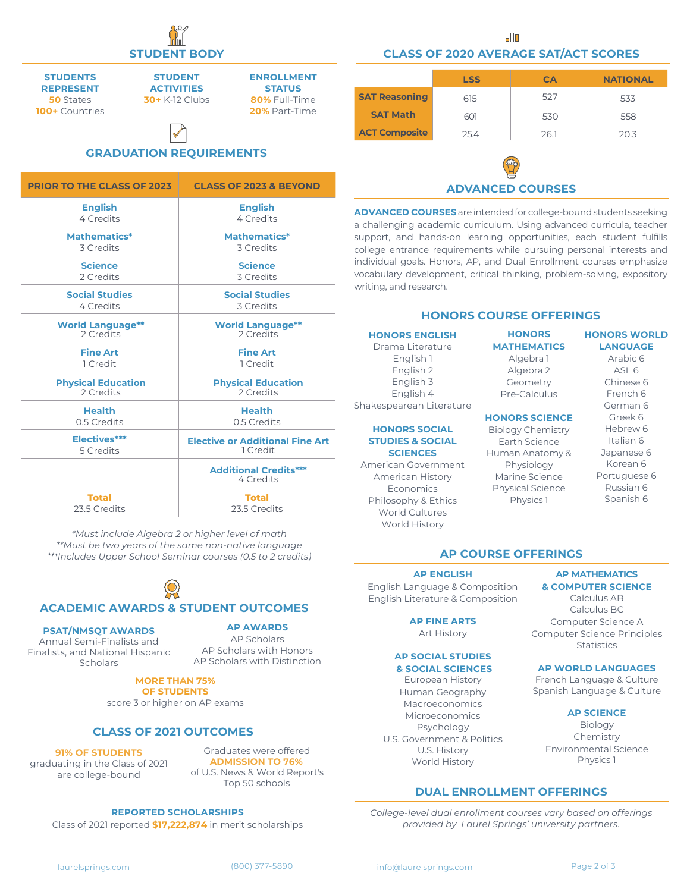## STUDENT BODY

**STUDENTS REPRESENT**
**50** States
**100+** Countries

**STUDENT ACTIVITIES**
**30+** K-12 Clubs

**ENROLLMENT STATUS**
**80%** Full-Time
**20%** Part-Time

## GRADUATION REQUIREMENTS

| PRIOR TO THE CLASS OF 2023 | CLASS OF 2023 & BEYOND |
|---|---|
| **English** 4 Credits | **English** 4 Credits |
| **Mathematics*** 3 Credits | **Mathematics*** 3 Credits |
| **Science** 2 Credits | **Science** 3 Credits |
| **Social Studies** 4 Credits | **Social Studies** 3 Credits |
| **World Language**** 2 Credits | **World Language**** 2 Credits |
| **Fine Art** 1 Credit | **Fine Art** 1 Credit |
| **Physical Education** 2 Credits | **Physical Education** 2 Credits |
| **Health** 0.5 Credits | **Health** 0.5 Credits |
| **Electives***** 5 Credits | **Elective or Additional Fine Art** 1 Credit |
| | **Additional Credits***** 4 Credits |
| **Total** 23.5 Credits | **Total** 23.5 Credits |

*\*Must include Algebra 2 or higher level of math*
*\*\*Must be two years of the same non-native language*
*\*\*\*Includes Upper School Seminar courses (0.5 to 2 credits)*

## ACADEMIC AWARDS & STUDENT OUTCOMES

**PSAT/NMSQT AWARDS**
Annual Semi-Finalists and Finalists, and National Hispanic Scholars

**AP AWARDS**
AP Scholars
AP Scholars with Honors
AP Scholars with Distinction

**MORE THAN 75% OF STUDENTS**
score 3 or higher on AP exams

## CLASS OF 2021 OUTCOMES

**91% OF STUDENTS** graduating in the Class of 2021 are college-bound

Graduates were offered **ADMISSION TO 76%** of U.S. News & World Report's Top 50 schools

**REPORTED SCHOLARSHIPS**
Class of 2021 reported **$17,222,874** in merit scholarships

## CLASS OF 2020 AVERAGE SAT/ACT SCORES

| | LSS | CA | NATIONAL |
|---|---|---|---|
| **SAT Reasoning** | 615 | 527 | 533 |
| **SAT Math** | 601 | 530 | 558 |
| **ACT Composite** | 25.4 | 26.1 | 20.3 |

## ADVANCED COURSES

**ADVANCED COURSES** are intended for college-bound students seeking a challenging academic curriculum. Using advanced curricula, teacher support, and hands-on learning opportunities, each student fulfills college entrance requirements while pursuing personal interests and individual goals. Honors, AP, and Dual Enrollment courses emphasize vocabulary development, critical thinking, problem-solving, expository writing, and research.

### HONORS COURSE OFFERINGS

**HONORS ENGLISH**
Drama Literature
English 1
English 2
English 3
English 4
Shakespearean Literature

**HONORS SOCIAL STUDIES & SOCIAL SCIENCES**
American Government
American History
Economics
Philosophy & Ethics
World Cultures
World History

**HONORS MATHEMATICS**
Algebra 1
Algebra 2
Geometry
Pre-Calculus

**HONORS SCIENCE**
Biology Chemistry
Earth Science
Human Anatomy & Physiology
Marine Science
Physical Science
Physics 1

**HONORS WORLD LANGUAGE**
Arabic 6
ASL 6
Chinese 6
French 6
German 6
Greek 6
Hebrew 6
Italian 6
Japanese 6
Korean 6
Portuguese 6
Russian 6
Spanish 6

### AP COURSE OFFERINGS

**AP ENGLISH**
English Language & Composition
English Literature & Composition

**AP FINE ARTS**
Art History

**AP SOCIAL STUDIES & SOCIAL SCIENCES**
European History
Human Geography
Macroeconomics
Microeconomics
Psychology
U.S. Government & Politics
U.S. History
World History

**AP MATHEMATICS & COMPUTER SCIENCE**
Calculus AB
Calculus BC
Computer Science A
Computer Science Principles
Statistics

**AP WORLD LANGUAGES**
French Language & Culture
Spanish Language & Culture

**AP SCIENCE**
Biology
Chemistry
Environmental Science
Physics 1

### DUAL ENROLLMENT OFFERINGS

*College-level dual enrollment courses vary based on offerings provided by Laurel Springs' university partners.*

laurelsprings.com (800) 377-5890 info@laurelsprings.com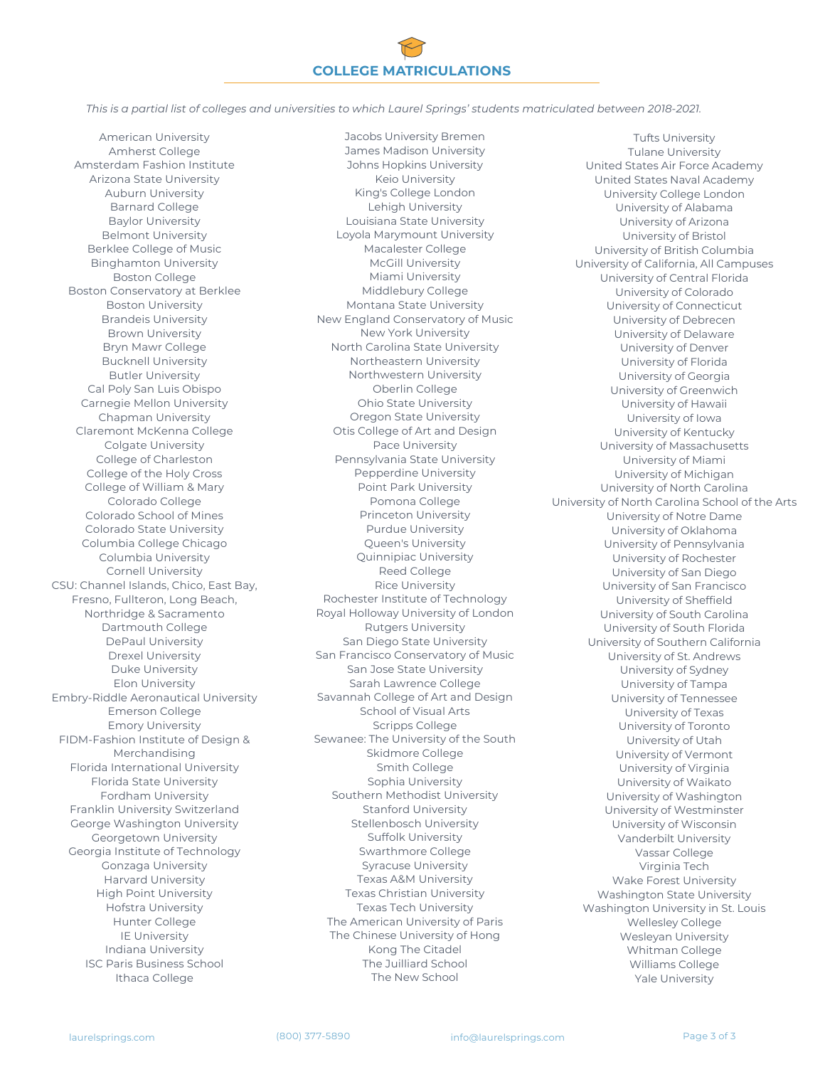## COLLEGE MATRICULATIONS

*This is a partial list of colleges and universities to which Laurel Springs' students matriculated between 2018-2021.*

American University
Amherst College
Amsterdam Fashion Institute
Arizona State University
Auburn University
Barnard College
Baylor University
Belmont University
Berklee College of Music
Binghamton University
Boston College
Boston Conservatory at Berklee
Boston University
Brandeis University
Brown University
Bryn Mawr College
Bucknell University
Butler University
Cal Poly San Luis Obispo
Carnegie Mellon University
Chapman University
Claremont McKenna College
Colgate University
College of Charleston
College of the Holy Cross
College of William & Mary
Colorado College
Colorado School of Mines
Colorado State University
Columbia College Chicago
Columbia University
Cornell University
CSU: Channel Islands, Chico, East Bay, Fresno, Fullteron, Long Beach, Northridge & Sacramento
Dartmouth College
DePaul University
Drexel University
Duke University
Elon University
Embry-Riddle Aeronautical University
Emerson College
Emory University
FIDM-Fashion Institute of Design & Merchandising
Florida International University
Florida State University
Fordham University
Franklin University Switzerland
George Washington University
Georgetown University
Georgia Institute of Technology
Gonzaga University
Harvard University
High Point University
Hofstra University
Hunter College
IE University
Indiana University
ISC Paris Business School
Ithaca College
Jacobs University Bremen
James Madison University
Johns Hopkins University
Keio University
King's College London
Lehigh University
Louisiana State University
Loyola Marymount University
Macalester College
McGill University
Miami University
Middlebury College
Montana State University
New England Conservatory of Music
New York University
North Carolina State University
Northeastern University
Northwestern University
Oberlin College
Ohio State University
Oregon State University
Otis College of Art and Design
Pace University
Pennsylvania State University
Pepperdine University
Point Park University
Pomona College
Princeton University
Purdue University
Queen's University
Quinnipiac University
Reed College
Rice University
Rochester Institute of Technology
Royal Holloway University of London
Rutgers University
San Diego State University
San Francisco Conservatory of Music
San Jose State University
Sarah Lawrence College
Savannah College of Art and Design
School of Visual Arts
Scripps College
Sewanee: The University of the South
Skidmore College
Smith College
Sophia University
Southern Methodist University
Stanford University
Stellenbosch University
Suffolk University
Swarthmore College
Syracuse University
Texas A&M University
Texas Christian University
Texas Tech University
The American University of Paris
The Chinese University of Hong Kong
The Citadel
The Juilliard School
The New School
Tufts University
Tulane University
United States Air Force Academy
United States Naval Academy
University College London
University of Alabama
University of Arizona
University of Bristol
University of British Columbia
University of California, All Campuses
University of Central Florida
University of Colorado
University of Connecticut
University of Debrecen
University of Delaware
University of Denver
University of Florida
University of Georgia
University of Greenwich
University of Hawaii
University of Iowa
University of Kentucky
University of Massachusetts
University of Miami
University of Michigan
University of North Carolina
University of North Carolina School of the Arts
University of Notre Dame
University of Oklahoma
University of Pennsylvania
University of Rochester
University of San Diego
University of San Francisco
University of Sheffield
University of South Carolina
University of South Florida
University of Southern California
University of St. Andrews
University of Sydney
University of Tampa
University of Tennessee
University of Texas
University of Toronto
University of Utah
University of Vermont
University of Virginia
University of Waikato
University of Washington
University of Westminster
University of Wisconsin
Vanderbilt University
Vassar College
Virginia Tech
Wake Forest University
Washington State University
Washington University in St. Louis
Wellesley College
Wesleyan University
Whitman College
Williams College
Yale University

laurelsprings.com
(800) 377-5890
info@laurelsprings.com